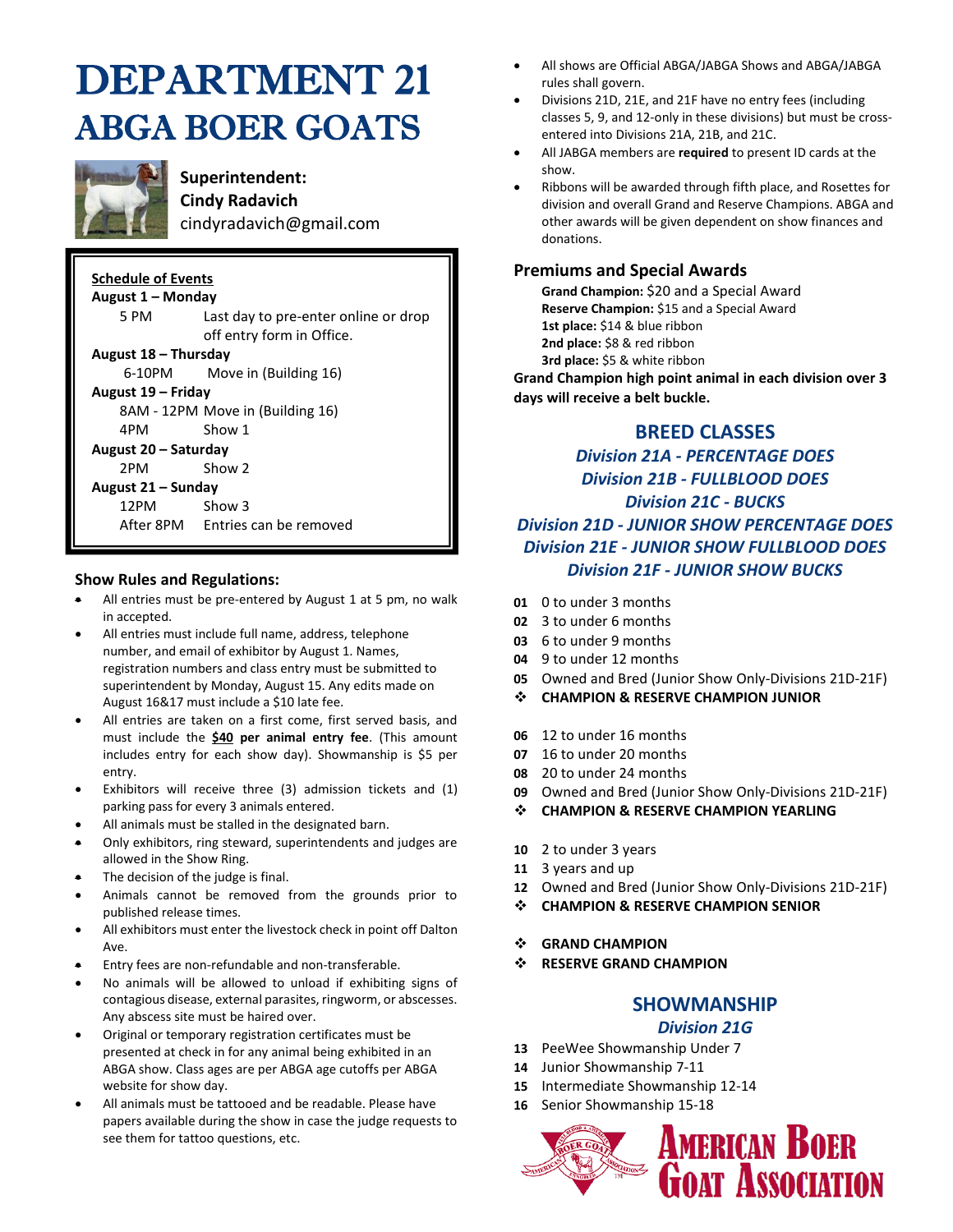# DEPARTMENT 21
# ABGA BOER GOATS

**Superintendent:**
**Cindy Radavich**
cindyradavich@gmail.com

**Schedule of Events**

**August 1 – Monday**
5 PM — Last day to pre-enter online or drop off entry form in Office.

**August 18 – Thursday**
6-10PM — Move in (Building 16)

**August 19 – Friday**
8AM - 12PM — Move in (Building 16)
4PM — Show 1

**August 20 – Saturday**
2PM — Show 2

**August 21 – Sunday**
12PM — Show 3
After 8PM — Entries can be removed

## Show Rules and Regulations:

- All entries must be pre-entered by August 1 at 5 pm, no walk in accepted.
- All entries must include full name, address, telephone number, and email of exhibitor by August 1. Names, registration numbers and class entry must be submitted to superintendent by Monday, August 15. Any edits made on August 16&17 must include a $10 late fee.
- All entries are taken on a first come, first served basis, and must include the **$40 per animal entry fee**. (This amount includes entry for each show day). Showmanship is $5 per entry.
- Exhibitors will receive three (3) admission tickets and (1) parking pass for every 3 animals entered.
- All animals must be stalled in the designated barn.
- Only exhibitors, ring steward, superintendents and judges are allowed in the Show Ring.
- The decision of the judge is final.
- Animals cannot be removed from the grounds prior to published release times.
- All exhibitors must enter the livestock check in point off Dalton Ave.
- Entry fees are non-refundable and non-transferable.
- No animals will be allowed to unload if exhibiting signs of contagious disease, external parasites, ringworm, or abscesses. Any abscess site must be haired over.
- Original or temporary registration certificates must be presented at check in for any animal being exhibited in an ABGA show. Class ages are per ABGA age cutoffs per ABGA website for show day.
- All animals must be tattooed and be readable. Please have papers available during the show in case the judge requests to see them for tattoo questions, etc.
- All shows are Official ABGA/JABGA Shows and ABGA/JABGA rules shall govern.
- Divisions 21D, 21E, and 21F have no entry fees (including classes 5, 9, and 12-only in these divisions) but must be cross-entered into Divisions 21A, 21B, and 21C.
- All JABGA members are **required** to present ID cards at the show.
- Ribbons will be awarded through fifth place, and Rosettes for division and overall Grand and Reserve Champions. ABGA and other awards will be given dependent on show finances and donations.

## Premiums and Special Awards

**Grand Champion:** $20 and a Special Award
**Reserve Champion:** $15 and a Special Award
**1st place:** $14 & blue ribbon
**2nd place:** $8 & red ribbon
**3rd place:** $5 & white ribbon

**Grand Champion high point animal in each division over 3 days will receive a belt buckle.**

## BREED CLASSES

***Division 21A - PERCENTAGE DOES***
***Division 21B - FULLBLOOD DOES***
***Division 21C - BUCKS***
***Division 21D - JUNIOR SHOW PERCENTAGE DOES***
***Division 21E - JUNIOR SHOW FULLBLOOD DOES***
***Division 21F - JUNIOR SHOW BUCKS***

**01** 0 to under 3 months
**02** 3 to under 6 months
**03** 6 to under 9 months
**04** 9 to under 12 months
**05** Owned and Bred (Junior Show Only-Divisions 21D-21F)
❖ **CHAMPION & RESERVE CHAMPION JUNIOR**

**06** 12 to under 16 months
**07** 16 to under 20 months
**08** 20 to under 24 months
**09** Owned and Bred (Junior Show Only-Divisions 21D-21F)
❖ **CHAMPION & RESERVE CHAMPION YEARLING**

**10** 2 to under 3 years
**11** 3 years and up
**12** Owned and Bred (Junior Show Only-Divisions 21D-21F)
❖ **CHAMPION & RESERVE CHAMPION SENIOR**

❖ **GRAND CHAMPION**
❖ **RESERVE GRAND CHAMPION**

## SHOWMANSHIP

***Division 21G***

**13** PeeWee Showmanship Under 7
**14** Junior Showmanship 7-11
**15** Intermediate Showmanship 12-14
**16** Senior Showmanship 15-18

American Boer Goat Association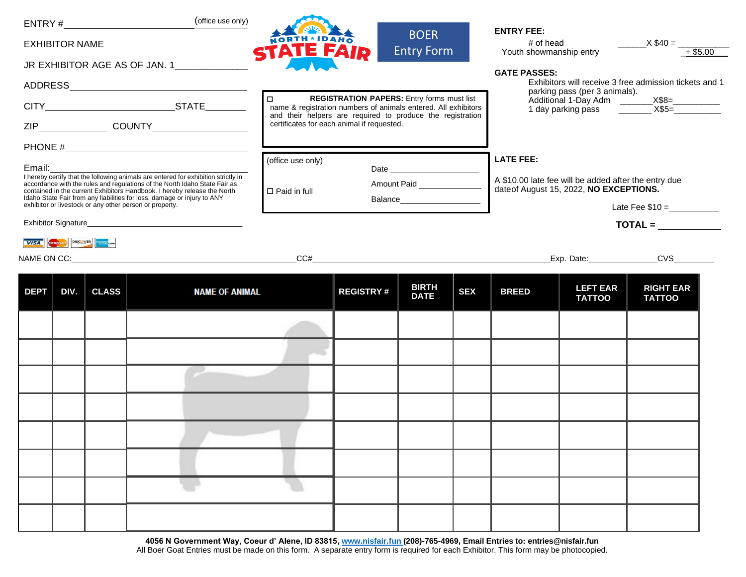ENTRY #\_\_\_\_\_\_\_\_\_\_\_\_\_\_\_\_\_\_\_\_\_\_\_\_\_\_(office use only)

EXHIBITOR NAME\_\_\_\_\_\_\_\_\_\_\_\_\_\_\_\_\_\_\_\_\_\_\_\_\_\_\_\_\_\_\_\_\_\_\_\_

JR EXHIBITOR AGE AS OF JAN. 1\_\_\_\_\_\_\_\_\_\_\_\_\_\_

ADDRESS\_\_\_\_\_\_\_\_\_\_\_\_\_\_\_\_\_\_\_\_\_\_\_\_\_\_\_\_\_\_\_\_\_\_\_\_\_\_\_\_\_\_\_

CITY\_\_\_\_\_\_\_\_\_\_\_\_\_\_\_\_\_\_\_\_\_\_\_\_\_\_STATE\_\_\_\_\_\_\_\_

ZIP\_\_\_\_\_\_\_\_\_\_\_\_\_\_ COUNTY\_\_\_\_\_\_\_\_\_\_\_\_\_\_\_\_\_\_\_\_\_\_

PHONE #\_\_\_\_\_\_\_\_\_\_\_\_\_\_\_\_\_\_\_\_\_\_\_\_\_\_\_\_\_\_\_\_\_\_\_\_\_\_\_\_\_

Email:\_\_\_\_\_\_\_\_\_\_\_\_\_\_\_\_\_\_\_\_\_\_\_\_\_\_\_\_\_\_\_\_\_\_\_\_\_\_\_\_\_\_\_\_\_

I hereby certify that the following animals are entered for exhibition strictly in accordance with the rules and regulations of the North Idaho State Fair as contained in the current Exhibitors Handbook. I hereby release the North Idaho State Fair from any liabilities for loss, damage or injury to ANY exhibitor or livestock or any other person or property.

Exhibitor Signature\_\_\_\_\_\_\_\_\_\_\_\_\_\_\_\_\_\_\_\_\_\_\_\_\_\_\_\_\_\_\_\_\_\_\_\_\_\_\_\_

# NORTH IDAHO STATE FAIR

## BOER Entry Form

☐ **REGISTRATION PAPERS:** Entry forms must list name & registration numbers of animals entered. All exhibitors and their helpers are required to produce the registration certificates for each animal if requested.

(office use only)

☐ Paid in full

Date \_\_\_\_\_\_\_\_\_\_\_\_\_\_\_\_\_\_\_\_

Amount Paid \_\_\_\_\_\_\_\_\_\_\_\_\_\_\_\_\_\_\_\_

Balance\_\_\_\_\_\_\_\_\_\_\_\_\_\_\_\_\_\_\_\_

**ENTRY FEE:**

\# of head \_\_\_\_\_\_X $40 = \_\_\_\_\_\_\_\_\_\_\_

Youth showmanship entry \_+ $5.00\_\_\_

**GATE PASSES:**

Exhibitors will receive 3 free admission tickets and 1 parking pass (per 3 animals).

Additional 1-Day Adm \_\_\_\_\_\_\_X$8=\_\_\_\_\_\_\_\_\_\_

1 day parking pass \_\_\_\_\_\_\_ X$5=\_\_\_\_\_\_\_\_\_\_\_

**LATE FEE:**

A $10.00 late fee will be added after the entry due dateof August 15, 2022, **NO EXCEPTIONS.**

Late Fee $10 =\_\_\_\_\_\_\_\_\_\_\_\_

**TOTAL =** \_\_\_\_\_\_\_\_\_\_\_\_\_\_

VISA MasterCard DISCOVER American Express

NAME ON CC:\_\_\_\_\_\_\_\_\_\_\_\_\_\_\_\_\_\_\_\_\_\_\_\_\_\_\_\_\_\_\_\_\_\_\_\_CC#\_\_\_\_\_\_\_\_\_\_\_\_\_\_\_\_\_\_\_\_\_\_\_\_\_\_\_\_\_\_\_\_\_\_\_\_\_Exp. Date:\_\_\_\_\_\_\_\_\_\_\_\_\_\_\_CVS\_\_\_\_\_\_\_\_\_

| DEPT | DIV. | CLASS | NAME OF ANIMAL | REGISTRY # | BIRTH DATE | SEX | BREED | LEFT EAR TATTOO | RIGHT EAR TATTOO |
|---|---|---|---|---|---|---|---|---|---|
| | | | | | | | | | |
| | | | | | | | | | |
| | | | | | | | | | |
| | | | | | | | | | |
| | | | | | | | | | |
| | | | | | | | | | |
| | | | | | | | | | |
| | | | | | | | | | |

**4056 N Government Way, Coeur d' Alene, ID 83815, www.nisfair.fun (208)-765-4969, Email Entries to: entries@nisfair.fun**

All Boer Goat Entries must be made on this form. A separate entry form is required for each Exhibitor. This form may be photocopied.